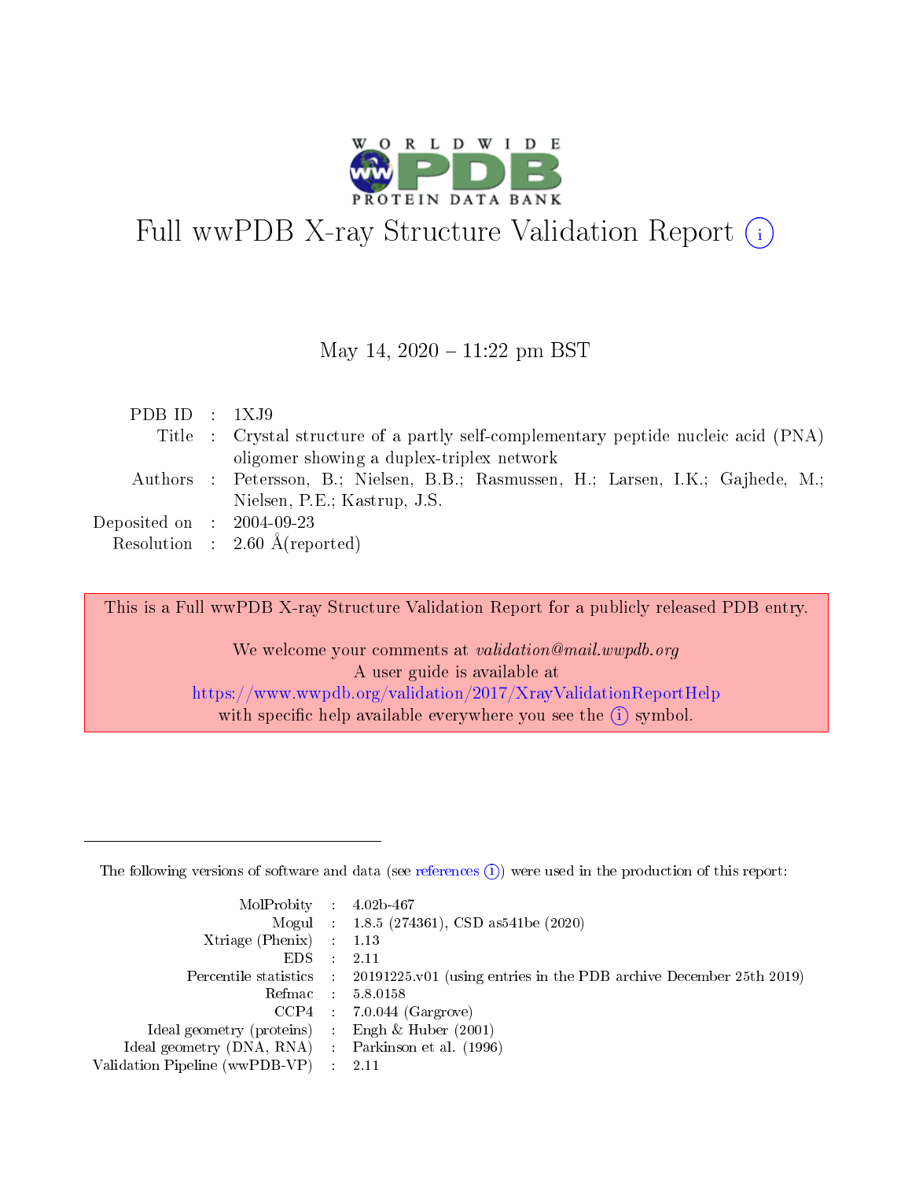# Full wwPDB X-ray Structure Validation Report (i)

May 14, 2020 – 11:22 pm BST

| | | |
|---|---|---|
| PDB ID | : | 1XJ9 |
| Title | : | Crystal structure of a partly self-complementary peptide nucleic acid (PNA) oligomer showing a duplex-triplex network |
| Authors | : | Petersson, B.; Nielsen, B.B.; Rasmussen, H.; Larsen, I.K.; Gajhede, M.; Nielsen, P.E.; Kastrup, J.S. |
| Deposited on | : | 2004-09-23 |
| Resolution | : | 2.60 Å(reported) |

This is a Full wwPDB X-ray Structure Validation Report for a publicly released PDB entry.

We welcome your comments at *validation@mail.wwpdb.org*
A user guide is available at
https://www.wwpdb.org/validation/2017/XrayValidationReportHelp
with specific help available everywhere you see the (i) symbol.

---

The following versions of software and data (see references (i)) were used in the production of this report:

| | | |
|---|---|---|
| MolProbity | : | 4.02b-467 |
| Mogul | : | 1.8.5 (274361), CSD as541be (2020) |
| Xtriage (Phenix) | : | 1.13 |
| EDS | : | 2.11 |
| Percentile statistics | : | 20191225.v01 (using entries in the PDB archive December 25th 2019) |
| Refmac | : | 5.8.0158 |
| CCP4 | : | 7.0.044 (Gargrove) |
| Ideal geometry (proteins) | : | Engh & Huber (2001) |
| Ideal geometry (DNA, RNA) | : | Parkinson et al. (1996) |
| Validation Pipeline (wwPDB-VP) | : | 2.11 |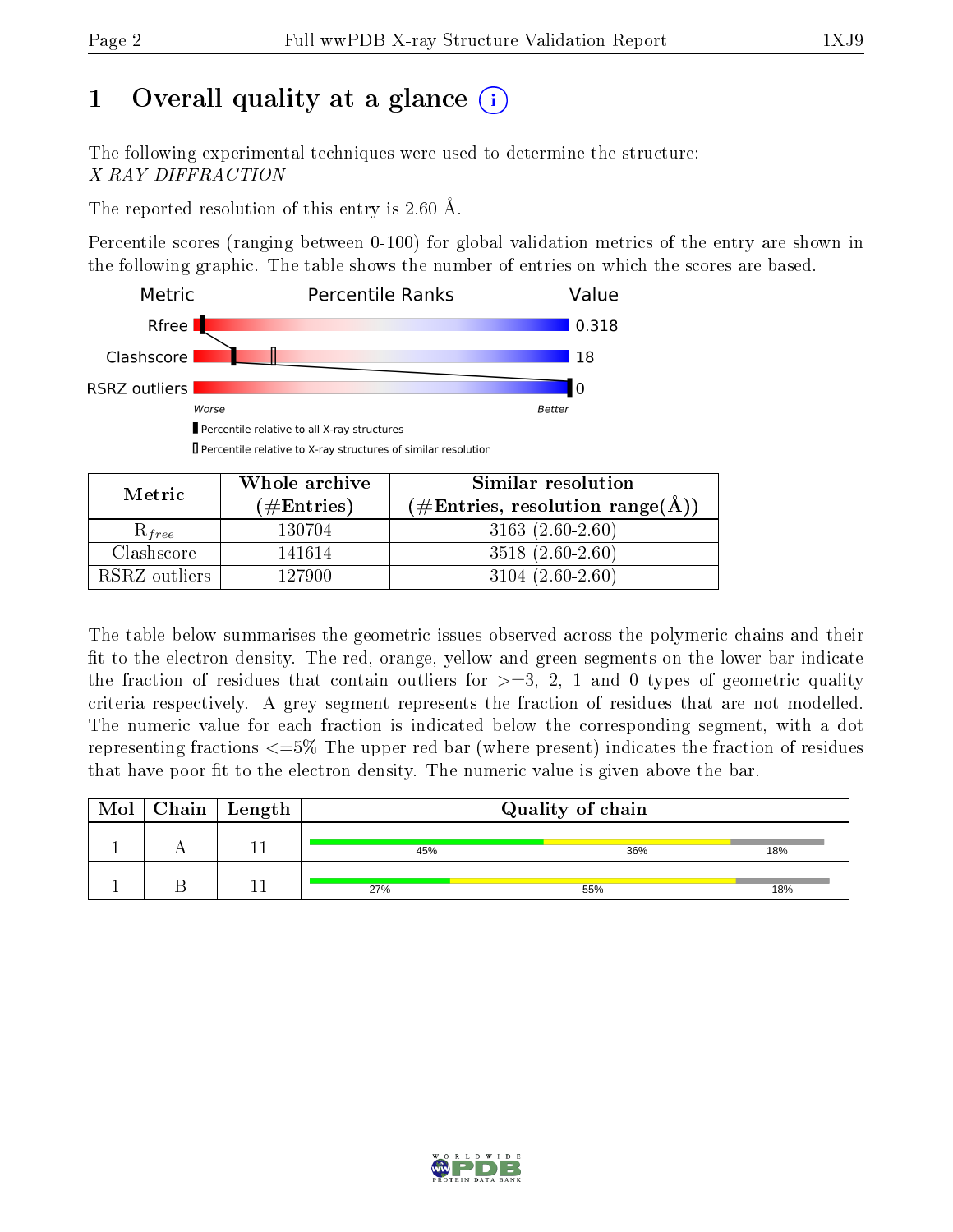# 1 Overall quality at a glance (i)

The following experimental techniques were used to determine the structure:
*X-RAY DIFFRACTION*

The reported resolution of this entry is 2.60 Å.

Percentile scores (ranging between 0-100) for global validation metrics of the entry are shown in the following graphic. The table shows the number of entries on which the scores are based.

| Metric | Percentile Ranks | Value |
|---|---|---|
| Rfree | | 0.318 |
| Clashscore | | 18 |
| RSRZ outliers | | 0 |

Worse — Better

▮ Percentile relative to all X-ray structures

▯ Percentile relative to X-ray structures of similar resolution

| Metric | Whole archive (#Entries) | Similar resolution (#Entries, resolution range(Å)) |
|---|---|---|
| $R_{free}$ | 130704 | 3163 (2.60-2.60) |
| Clashscore | 141614 | 3518 (2.60-2.60) |
| RSRZ outliers | 127900 | 3104 (2.60-2.60) |

The table below summarises the geometric issues observed across the polymeric chains and their fit to the electron density. The red, orange, yellow and green segments on the lower bar indicate the fraction of residues that contain outliers for >=3, 2, 1 and 0 types of geometric quality criteria respectively. A grey segment represents the fraction of residues that are not modelled. The numeric value for each fraction is indicated below the corresponding segment, with a dot representing fractions <=5% The upper red bar (where present) indicates the fraction of residues that have poor fit to the electron density. The numeric value is given above the bar.

| Mol | Chain | Length | Quality of chain |
|---|---|---|---|
| 1 | A | 11 | 45% / 36% / 18% |
| 1 | B | 11 | 27% / 55% / 18% |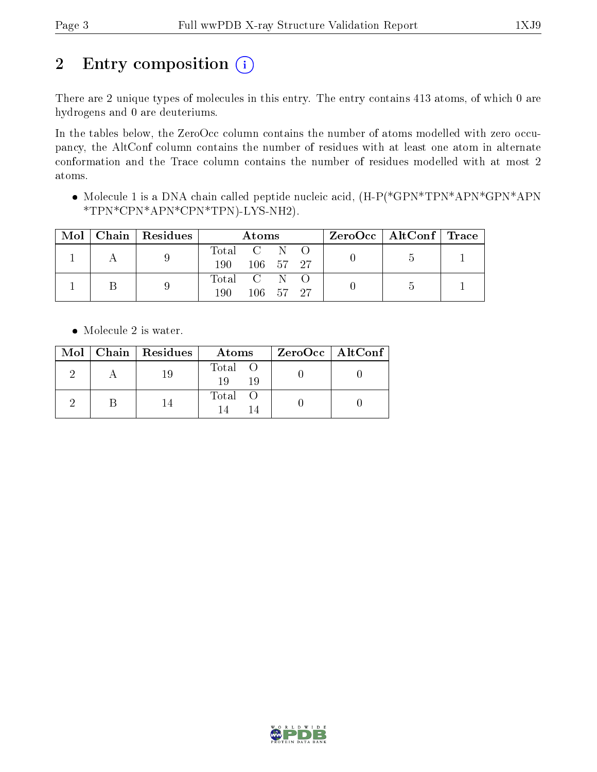## 2 Entry composition

There are 2 unique types of molecules in this entry. The entry contains 413 atoms, of which 0 are hydrogens and 0 are deuteriums.

In the tables below, the ZeroOcc column contains the number of atoms modelled with zero occupancy, the AltConf column contains the number of residues with at least one atom in alternate conformation and the Trace column contains the number of residues modelled with at most 2 atoms.

- Molecule 1 is a DNA chain called peptide nucleic acid, (H-P(*GPN*TPN*APN*GPN*APN *TPN*CPN*APN*CPN*TPN)-LYS-NH2).

| Mol | Chain | Residues | Atoms | | | | ZeroOcc | AltConf | Trace |
|---|---|---|---|---|---|---|---|---|---|
| | | | Total | C | N | O | | | |
| 1 | A | 9 | 190 | 106 | 57 | 27 | 0 | 5 | 1 |
| 1 | B | 9 | 190 | 106 | 57 | 27 | 0 | 5 | 1 |

- Molecule 2 is water.

| Mol | Chain | Residues | Atoms | | ZeroOcc | AltConf |
|---|---|---|---|---|---|---|
| | | | Total | O | | |
| 2 | A | 19 | 19 | 19 | 0 | 0 |
| 2 | B | 14 | 14 | 14 | 0 | 0 |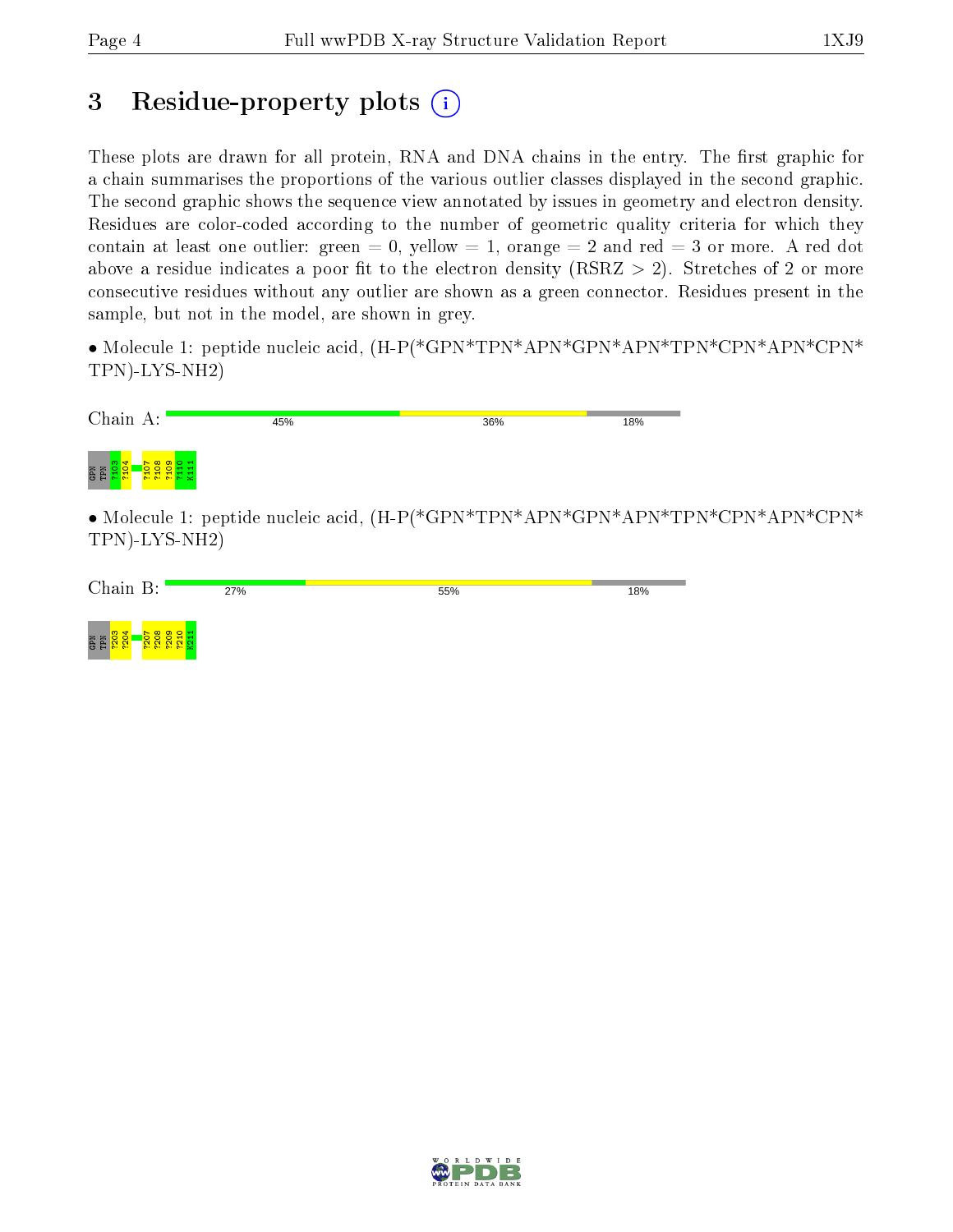# 3 Residue-property plots

These plots are drawn for all protein, RNA and DNA chains in the entry. The first graphic for a chain summarises the proportions of the various outlier classes displayed in the second graphic. The second graphic shows the sequence view annotated by issues in geometry and electron density. Residues are color-coded according to the number of geometric quality criteria for which they contain at least one outlier: green = 0, yellow = 1, orange = 2 and red = 3 or more. A red dot above a residue indicates a poor fit to the electron density (RSRZ > 2). Stretches of 2 or more consecutive residues without any outlier are shown as a green connector. Residues present in the sample, but not in the model, are shown in grey.

• Molecule 1: peptide nucleic acid, (H-P(*GPN*TPN*APN*GPN*APN*TPN*CPN*APN*CPN*TPN)-LYS-NH2)

Chain A: 45% 36% 18%

GPN TPN ?103 ?104 ?107 ?108 ?109 ?110 K111

• Molecule 1: peptide nucleic acid, (H-P(*GPN*TPN*APN*GPN*APN*TPN*CPN*APN*CPN*TPN)-LYS-NH2)

Chain B: 27% 55% 18%

GPN TPN ?203 ?204 ?207 ?208 ?209 ?210 K211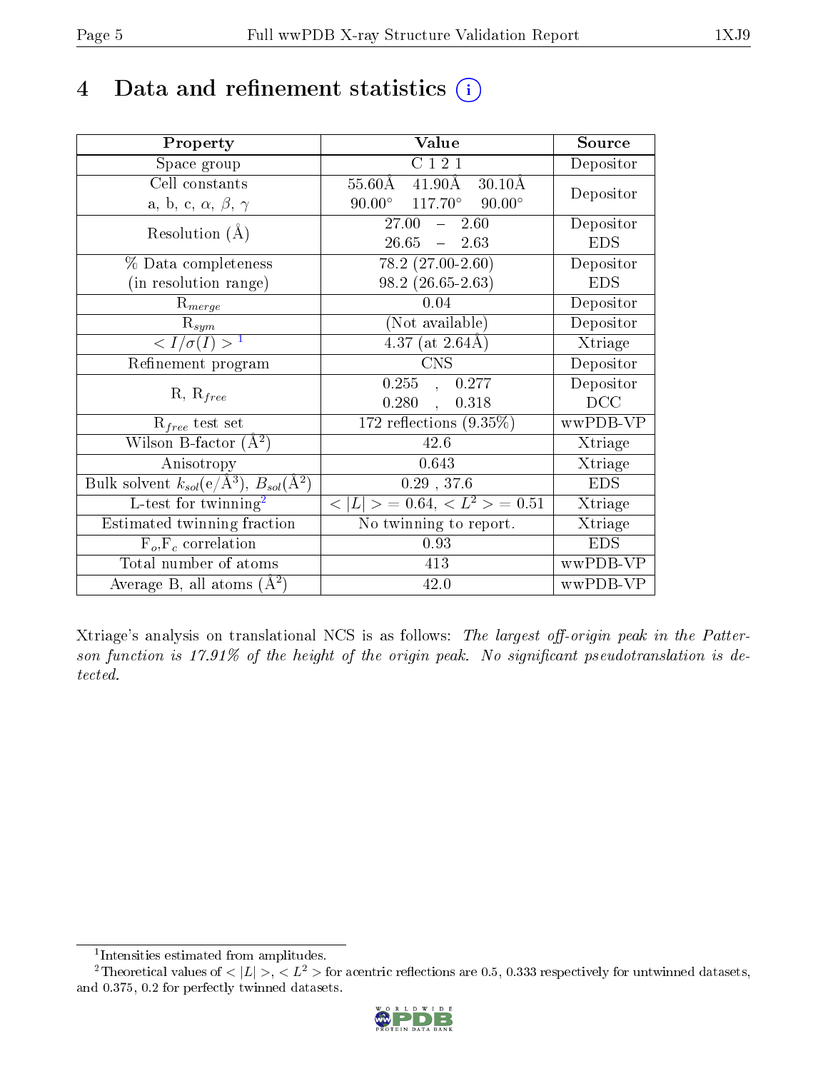# 4 Data and refinement statistics

| Property | Value | Source |
|---|---|---|
| Space group | C 1 2 1 | Depositor |
| Cell constants<br>a, b, c, $\alpha$, $\beta$, $\gamma$ | 55.60Å 41.90Å 30.10Å<br>90.00° 117.70° 90.00° | Depositor |
| Resolution (Å) | 27.00 – 2.60<br>26.65 – 2.63 | Depositor<br>EDS |
| % Data completeness<br>(in resolution range) | 78.2 (27.00-2.60)<br>98.2 (26.65-2.63) | Depositor<br>EDS |
| $R_{merge}$ | 0.04 | Depositor |
| $R_{sym}$ | (Not available) | Depositor |
| $< I/\sigma(I) >$ [1] | 4.37 (at 2.64Å) | Xtriage |
| Refinement program | CNS | Depositor |
| R, $R_{free}$ | 0.255 , 0.277<br>0.280 , 0.318 | Depositor<br>DCC |
| $R_{free}$ test set | 172 reflections (9.35%) | wwPDB-VP |
| Wilson B-factor (Å$^2$) | 42.6 | Xtriage |
| Anisotropy | 0.643 | Xtriage |
| Bulk solvent $k_{sol}$(e/Å$^3$), $B_{sol}$(Å$^2$) | 0.29 , 37.6 | EDS |
| L-test for twinning[2] | $< \|L\| >$ = 0.64, $< L^2 >$ = 0.51 | Xtriage |
| Estimated twinning fraction | No twinning to report. | Xtriage |
| $F_o$,$F_c$ correlation | 0.93 | EDS |
| Total number of atoms | 413 | wwPDB-VP |
| Average B, all atoms (Å$^2$) | 42.0 | wwPDB-VP |

Xtriage's analysis on translational NCS is as follows: *The largest off-origin peak in the Patterson function is 17.91% of the height of the origin peak. No significant pseudotranslation is detected.*

[1] Intensities estimated from amplitudes.

[2] Theoretical values of $< |L| >$, $< L^2 >$ for acentric reflections are 0.5, 0.333 respectively for untwinned datasets, and 0.375, 0.2 for perfectly twinned datasets.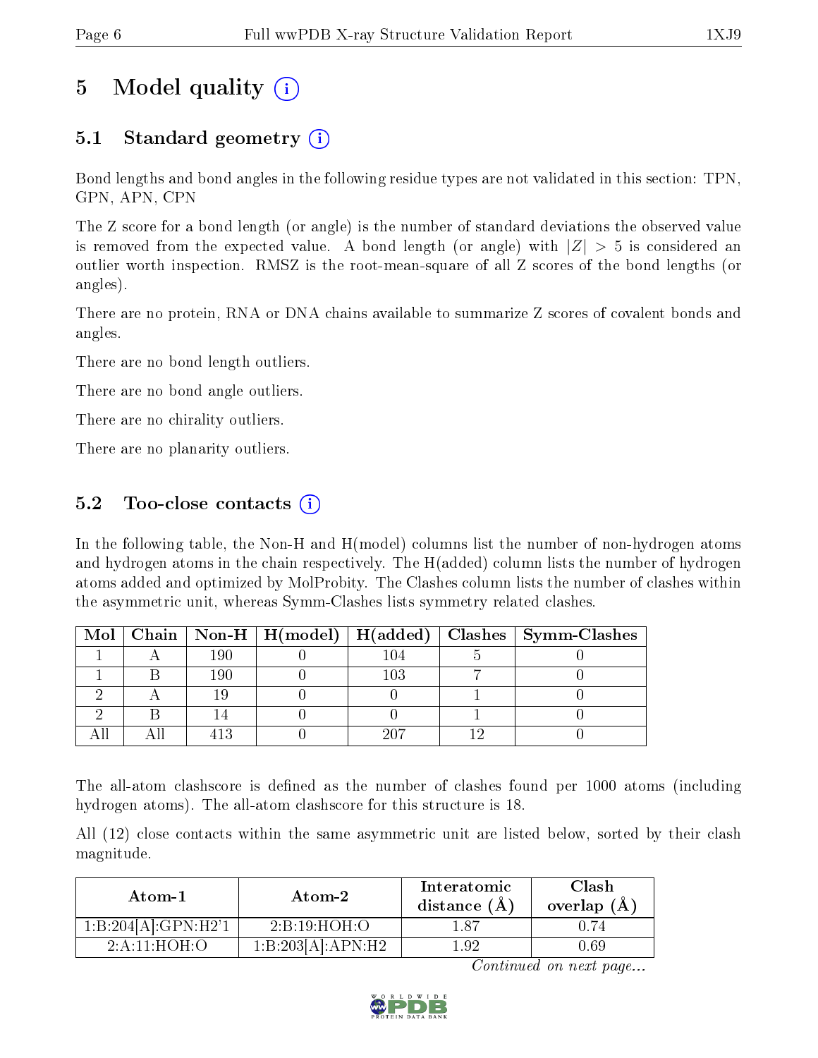# 5 Model quality (i)

## 5.1 Standard geometry (i)

Bond lengths and bond angles in the following residue types are not validated in this section: TPN, GPN, APN, CPN

The Z score for a bond length (or angle) is the number of standard deviations the observed value is removed from the expected value. A bond length (or angle) with $|Z| > 5$ is considered an outlier worth inspection. RMSZ is the root-mean-square of all Z scores of the bond lengths (or angles).

There are no protein, RNA or DNA chains available to summarize Z scores of covalent bonds and angles.

There are no bond length outliers.

There are no bond angle outliers.

There are no chirality outliers.

There are no planarity outliers.

## 5.2 Too-close contacts (i)

In the following table, the Non-H and H(model) columns list the number of non-hydrogen atoms and hydrogen atoms in the chain respectively. The H(added) column lists the number of hydrogen atoms added and optimized by MolProbity. The Clashes column lists the number of clashes within the asymmetric unit, whereas Symm-Clashes lists symmetry related clashes.

| Mol | Chain | Non-H | H(model) | H(added) | Clashes | Symm-Clashes |
|---|---|---|---|---|---|---|
| 1 | A | 190 | 0 | 104 | 5 | 0 |
| 1 | B | 190 | 0 | 103 | 7 | 0 |
| 2 | A | 19 | 0 | 0 | 1 | 0 |
| 2 | B | 14 | 0 | 0 | 1 | 0 |
| All | All | 413 | 0 | 207 | 12 | 0 |

The all-atom clashscore is defined as the number of clashes found per 1000 atoms (including hydrogen atoms). The all-atom clashscore for this structure is 18.

All (12) close contacts within the same asymmetric unit are listed below, sorted by their clash magnitude.

| Atom-1 | Atom-2 | Interatomic distance (Å) | Clash overlap (Å) |
|---|---|---|---|
| 1:B:204[A]:GPN:H2'1 | 2:B:19:HOH:O | 1.87 | 0.74 |
| 2:A:11:HOH:O | 1:B:203[A]:APN:H2 | 1.92 | 0.69 |

*Continued on next page...*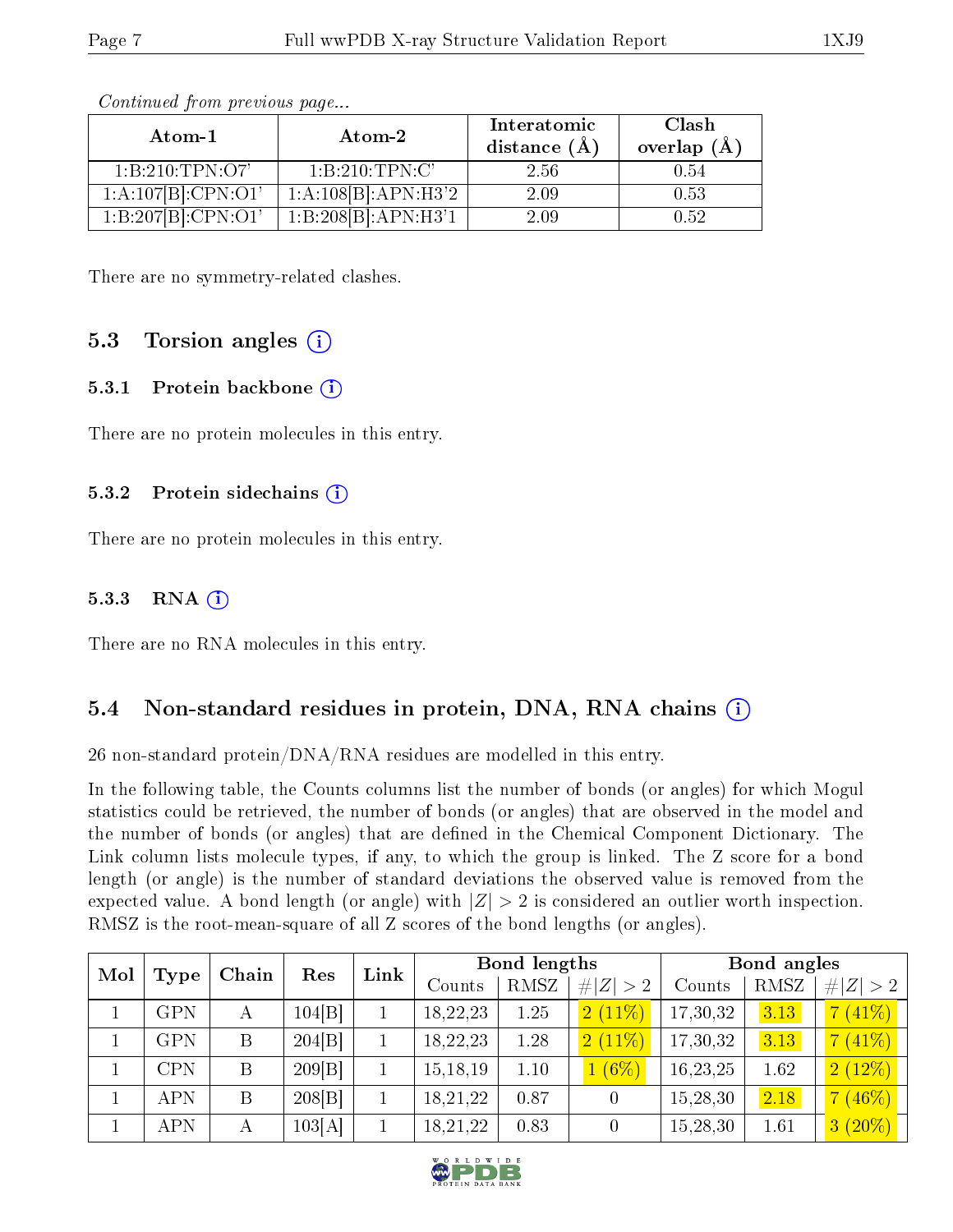*Continued from previous page...*

| Atom-1 | Atom-2 | Interatomic distance (Å) | Clash overlap (Å) |
|---|---|---|---|
| 1:B:210:TPN:O7' | 1:B:210:TPN:C' | 2.56 | 0.54 |
| 1:A:107[B]:CPN:O1' | 1:A:108[B]:APN:H3'2 | 2.09 | 0.53 |
| 1:B:207[B]:CPN:O1' | 1:B:208[B]:APN:H3'1 | 2.09 | 0.52 |

There are no symmetry-related clashes.

## 5.3 Torsion angles

### 5.3.1 Protein backbone

There are no protein molecules in this entry.

### 5.3.2 Protein sidechains

There are no protein molecules in this entry.

### 5.3.3 RNA

There are no RNA molecules in this entry.

## 5.4 Non-standard residues in protein, DNA, RNA chains

26 non-standard protein/DNA/RNA residues are modelled in this entry.

In the following table, the Counts columns list the number of bonds (or angles) for which Mogul statistics could be retrieved, the number of bonds (or angles) that are observed in the model and the number of bonds (or angles) that are defined in the Chemical Component Dictionary. The Link column lists molecule types, if any, to which the group is linked. The Z score for a bond length (or angle) is the number of standard deviations the observed value is removed from the expected value. A bond length (or angle) with $|Z| > 2$ is considered an outlier worth inspection. RMSZ is the root-mean-square of all Z scores of the bond lengths (or angles).

| Mol | Type | Chain | Res | Link | Bond lengths | | | Bond angles | | |
|---|---|---|---|---|---|---|---|---|---|---|
| | | | | | Counts | RMSZ | $\#\|Z\| > 2$ | Counts | RMSZ | $\#\|Z\| > 2$ |
| 1 | GPN | A | 104[B] | 1 | 18,22,23 | 1.25 | 2 (11%) | 17,30,32 | 3.13 | 7 (41%) |
| 1 | GPN | B | 204[B] | 1 | 18,22,23 | 1.28 | 2 (11%) | 17,30,32 | 3.13 | 7 (41%) |
| 1 | CPN | B | 209[B] | 1 | 15,18,19 | 1.10 | 1 (6%) | 16,23,25 | 1.62 | 2 (12%) |
| 1 | APN | B | 208[B] | 1 | 18,21,22 | 0.87 | 0 | 15,28,30 | 2.18 | 7 (46%) |
| 1 | APN | A | 103[A] | 1 | 18,21,22 | 0.83 | 0 | 15,28,30 | 1.61 | 3 (20%) |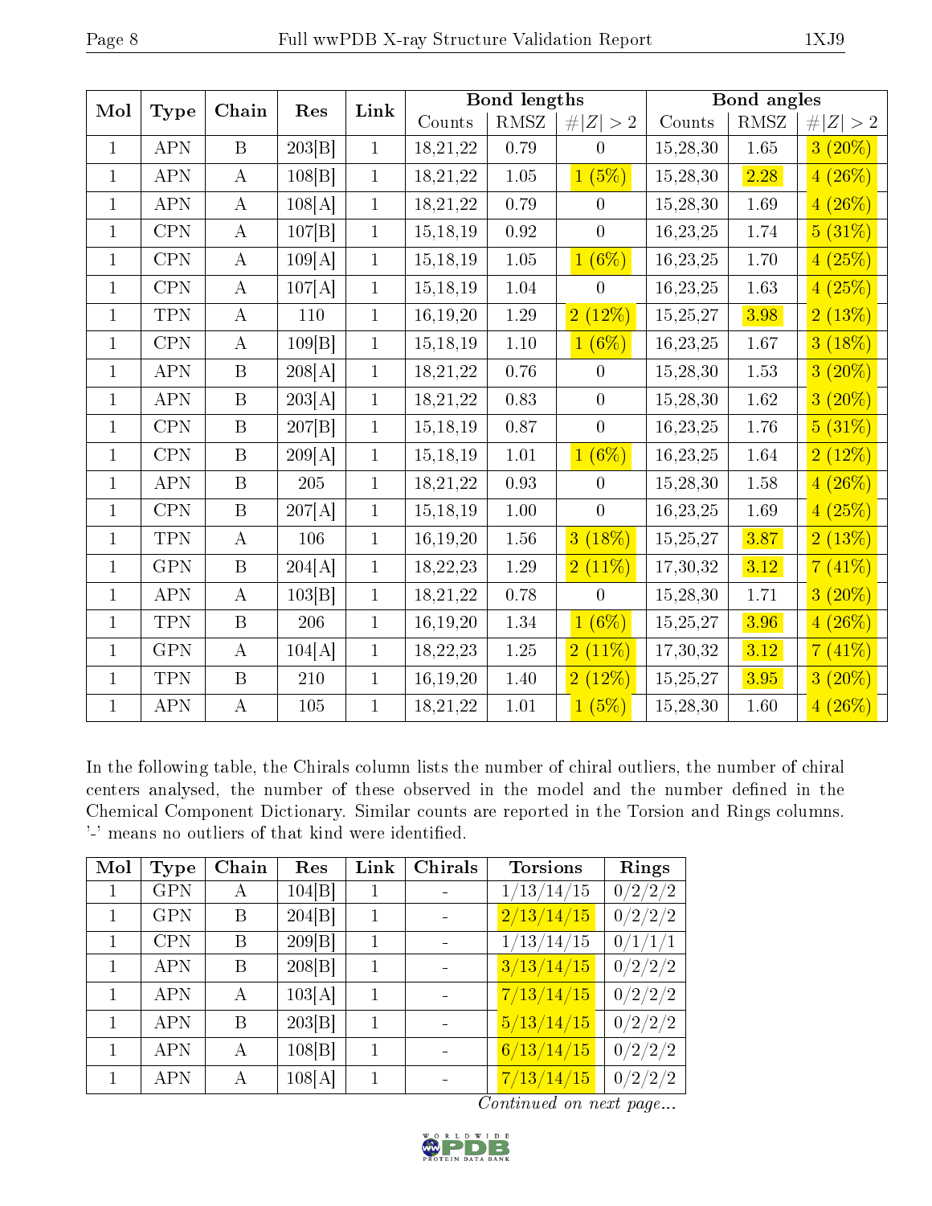| Mol | Type | Chain | Res | Link | Bond lengths | | | Bond angles | | |
|---|---|---|---|---|---|---|---|---|---|---|
| | | | | | Counts | RMSZ | #\|Z\| > 2 | Counts | RMSZ | #\|Z\| > 2 |
| 1 | APN | B | 203[B] | 1 | 18,21,22 | 0.79 | 0 | 15,28,30 | 1.65 | 3 (20%) |
| 1 | APN | A | 108[B] | 1 | 18,21,22 | 1.05 | 1 (5%) | 15,28,30 | 2.28 | 4 (26%) |
| 1 | APN | A | 108[A] | 1 | 18,21,22 | 0.79 | 0 | 15,28,30 | 1.69 | 4 (26%) |
| 1 | CPN | A | 107[B] | 1 | 15,18,19 | 0.92 | 0 | 16,23,25 | 1.74 | 5 (31%) |
| 1 | CPN | A | 109[A] | 1 | 15,18,19 | 1.05 | 1 (6%) | 16,23,25 | 1.70 | 4 (25%) |
| 1 | CPN | A | 107[A] | 1 | 15,18,19 | 1.04 | 0 | 16,23,25 | 1.63 | 4 (25%) |
| 1 | TPN | A | 110 | 1 | 16,19,20 | 1.29 | 2 (12%) | 15,25,27 | 3.98 | 2 (13%) |
| 1 | CPN | A | 109[B] | 1 | 15,18,19 | 1.10 | 1 (6%) | 16,23,25 | 1.67 | 3 (18%) |
| 1 | APN | B | 208[A] | 1 | 18,21,22 | 0.76 | 0 | 15,28,30 | 1.53 | 3 (20%) |
| 1 | APN | B | 203[A] | 1 | 18,21,22 | 0.83 | 0 | 15,28,30 | 1.62 | 3 (20%) |
| 1 | CPN | B | 207[B] | 1 | 15,18,19 | 0.87 | 0 | 16,23,25 | 1.76 | 5 (31%) |
| 1 | CPN | B | 209[A] | 1 | 15,18,19 | 1.01 | 1 (6%) | 16,23,25 | 1.64 | 2 (12%) |
| 1 | APN | B | 205 | 1 | 18,21,22 | 0.93 | 0 | 15,28,30 | 1.58 | 4 (26%) |
| 1 | CPN | B | 207[A] | 1 | 15,18,19 | 1.00 | 0 | 16,23,25 | 1.69 | 4 (25%) |
| 1 | TPN | A | 106 | 1 | 16,19,20 | 1.56 | 3 (18%) | 15,25,27 | 3.87 | 2 (13%) |
| 1 | GPN | B | 204[A] | 1 | 18,22,23 | 1.29 | 2 (11%) | 17,30,32 | 3.12 | 7 (41%) |
| 1 | APN | A | 103[B] | 1 | 18,21,22 | 0.78 | 0 | 15,28,30 | 1.71 | 3 (20%) |
| 1 | TPN | B | 206 | 1 | 16,19,20 | 1.34 | 1 (6%) | 15,25,27 | 3.96 | 4 (26%) |
| 1 | GPN | A | 104[A] | 1 | 18,22,23 | 1.25 | 2 (11%) | 17,30,32 | 3.12 | 7 (41%) |
| 1 | TPN | B | 210 | 1 | 16,19,20 | 1.40 | 2 (12%) | 15,25,27 | 3.95 | 3 (20%) |
| 1 | APN | A | 105 | 1 | 18,21,22 | 1.01 | 1 (5%) | 15,28,30 | 1.60 | 4 (26%) |

In the following table, the Chirals column lists the number of chiral outliers, the number of chiral centers analysed, the number of these observed in the model and the number defined in the Chemical Component Dictionary. Similar counts are reported in the Torsion and Rings columns. '-' means no outliers of that kind were identified.

| Mol | Type | Chain | Res | Link | Chirals | Torsions | Rings |
|---|---|---|---|---|---|---|---|
| 1 | GPN | A | 104[B] | 1 | - | 1/13/14/15 | 0/2/2/2 |
| 1 | GPN | B | 204[B] | 1 | - | 2/13/14/15 | 0/2/2/2 |
| 1 | CPN | B | 209[B] | 1 | - | 1/13/14/15 | 0/1/1/1 |
| 1 | APN | B | 208[B] | 1 | - | 3/13/14/15 | 0/2/2/2 |
| 1 | APN | A | 103[A] | 1 | - | 7/13/14/15 | 0/2/2/2 |
| 1 | APN | B | 203[B] | 1 | - | 5/13/14/15 | 0/2/2/2 |
| 1 | APN | A | 108[B] | 1 | - | 6/13/14/15 | 0/2/2/2 |
| 1 | APN | A | 108[A] | 1 | - | 7/13/14/15 | 0/2/2/2 |

*Continued on next page...*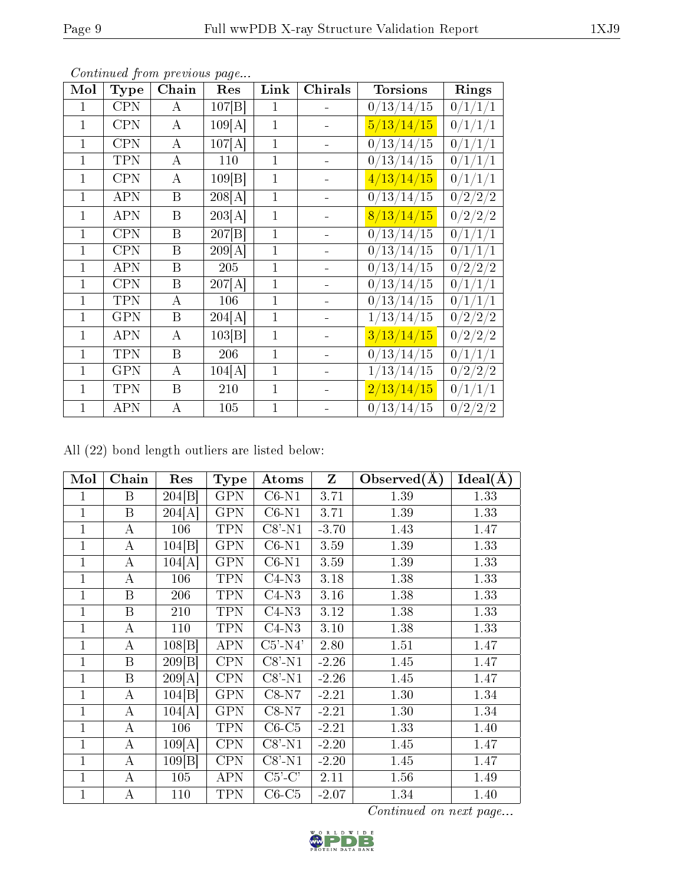*Continued from previous page...*

| Mol | Type | Chain | Res | Link | Chirals | Torsions | Rings |
|---|---|---|---|---|---|---|---|
| 1 | CPN | A | 107[B] | 1 | - | 0/13/14/15 | 0/1/1/1 |
| 1 | CPN | A | 109[A] | 1 | - | 5/13/14/15 | 0/1/1/1 |
| 1 | CPN | A | 107[A] | 1 | - | 0/13/14/15 | 0/1/1/1 |
| 1 | TPN | A | 110 | 1 | - | 0/13/14/15 | 0/1/1/1 |
| 1 | CPN | A | 109[B] | 1 | - | 4/13/14/15 | 0/1/1/1 |
| 1 | APN | B | 208[A] | 1 | - | 0/13/14/15 | 0/2/2/2 |
| 1 | APN | B | 203[A] | 1 | - | 8/13/14/15 | 0/2/2/2 |
| 1 | CPN | B | 207[B] | 1 | - | 0/13/14/15 | 0/1/1/1 |
| 1 | CPN | B | 209[A] | 1 | - | 0/13/14/15 | 0/1/1/1 |
| 1 | APN | B | 205 | 1 | - | 0/13/14/15 | 0/2/2/2 |
| 1 | CPN | B | 207[A] | 1 | - | 0/13/14/15 | 0/1/1/1 |
| 1 | TPN | A | 106 | 1 | - | 0/13/14/15 | 0/1/1/1 |
| 1 | GPN | B | 204[A] | 1 | - | 1/13/14/15 | 0/2/2/2 |
| 1 | APN | A | 103[B] | 1 | - | 3/13/14/15 | 0/2/2/2 |
| 1 | TPN | B | 206 | 1 | - | 0/13/14/15 | 0/1/1/1 |
| 1 | GPN | A | 104[A] | 1 | - | 1/13/14/15 | 0/2/2/2 |
| 1 | TPN | B | 210 | 1 | - | 2/13/14/15 | 0/1/1/1 |
| 1 | APN | A | 105 | 1 | - | 0/13/14/15 | 0/2/2/2 |

All (22) bond length outliers are listed below:

| Mol | Chain | Res | Type | Atoms | Z | Observed(Å) | Ideal(Å) |
|---|---|---|---|---|---|---|---|
| 1 | B | 204[B] | GPN | C6-N1 | 3.71 | 1.39 | 1.33 |
| 1 | B | 204[A] | GPN | C6-N1 | 3.71 | 1.39 | 1.33 |
| 1 | A | 106 | TPN | C8'-N1 | -3.70 | 1.43 | 1.47 |
| 1 | A | 104[B] | GPN | C6-N1 | 3.59 | 1.39 | 1.33 |
| 1 | A | 104[A] | GPN | C6-N1 | 3.59 | 1.39 | 1.33 |
| 1 | A | 106 | TPN | C4-N3 | 3.18 | 1.38 | 1.33 |
| 1 | B | 206 | TPN | C4-N3 | 3.16 | 1.38 | 1.33 |
| 1 | B | 210 | TPN | C4-N3 | 3.12 | 1.38 | 1.33 |
| 1 | A | 110 | TPN | C4-N3 | 3.10 | 1.38 | 1.33 |
| 1 | A | 108[B] | APN | C5'-N4' | 2.80 | 1.51 | 1.47 |
| 1 | B | 209[B] | CPN | C8'-N1 | -2.26 | 1.45 | 1.47 |
| 1 | B | 209[A] | CPN | C8'-N1 | -2.26 | 1.45 | 1.47 |
| 1 | A | 104[B] | GPN | C8-N7 | -2.21 | 1.30 | 1.34 |
| 1 | A | 104[A] | GPN | C8-N7 | -2.21 | 1.30 | 1.34 |
| 1 | A | 106 | TPN | C6-C5 | -2.21 | 1.33 | 1.40 |
| 1 | A | 109[A] | CPN | C8'-N1 | -2.20 | 1.45 | 1.47 |
| 1 | A | 109[B] | CPN | C8'-N1 | -2.20 | 1.45 | 1.47 |
| 1 | A | 105 | APN | C5'-C' | 2.11 | 1.56 | 1.49 |
| 1 | A | 110 | TPN | C6-C5 | -2.07 | 1.34 | 1.40 |

*Continued on next page...*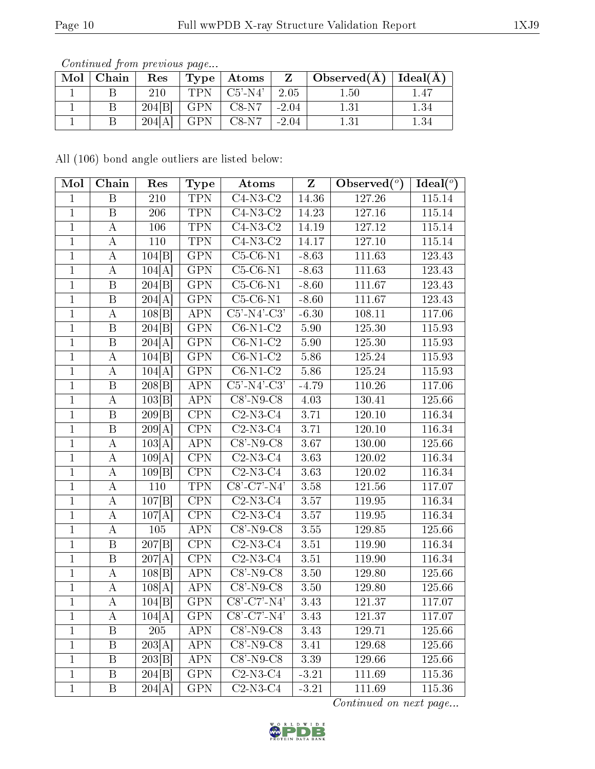*Continued from previous page...*

| Mol | Chain | Res | Type | Atoms | Z | Observed(Å) | Ideal(Å) |
|---|---|---|---|---|---|---|---|
| 1 | B | 210 | TPN | C5'-N4' | 2.05 | 1.50 | 1.47 |
| 1 | B | 204[B] | GPN | C8-N7 | -2.04 | 1.31 | 1.34 |
| 1 | B | 204[A] | GPN | C8-N7 | -2.04 | 1.31 | 1.34 |

All (106) bond angle outliers are listed below:

| Mol | Chain | Res | Type | Atoms | Z | Observed(°) | Ideal(°) |
|---|---|---|---|---|---|---|---|
| 1 | B | 210 | TPN | C4-N3-C2 | 14.36 | 127.26 | 115.14 |
| 1 | B | 206 | TPN | C4-N3-C2 | 14.23 | 127.16 | 115.14 |
| 1 | A | 106 | TPN | C4-N3-C2 | 14.19 | 127.12 | 115.14 |
| 1 | A | 110 | TPN | C4-N3-C2 | 14.17 | 127.10 | 115.14 |
| 1 | A | 104[B] | GPN | C5-C6-N1 | -8.63 | 111.63 | 123.43 |
| 1 | A | 104[A] | GPN | C5-C6-N1 | -8.63 | 111.63 | 123.43 |
| 1 | B | 204[B] | GPN | C5-C6-N1 | -8.60 | 111.67 | 123.43 |
| 1 | B | 204[A] | GPN | C5-C6-N1 | -8.60 | 111.67 | 123.43 |
| 1 | A | 108[B] | APN | C5'-N4'-C3' | -6.30 | 108.11 | 117.06 |
| 1 | B | 204[B] | GPN | C6-N1-C2 | 5.90 | 125.30 | 115.93 |
| 1 | B | 204[A] | GPN | C6-N1-C2 | 5.90 | 125.30 | 115.93 |
| 1 | A | 104[B] | GPN | C6-N1-C2 | 5.86 | 125.24 | 115.93 |
| 1 | A | 104[A] | GPN | C6-N1-C2 | 5.86 | 125.24 | 115.93 |
| 1 | B | 208[B] | APN | C5'-N4'-C3' | -4.79 | 110.26 | 117.06 |
| 1 | A | 103[B] | APN | C8'-N9-C8 | 4.03 | 130.41 | 125.66 |
| 1 | B | 209[B] | CPN | C2-N3-C4 | 3.71 | 120.10 | 116.34 |
| 1 | B | 209[A] | CPN | C2-N3-C4 | 3.71 | 120.10 | 116.34 |
| 1 | A | 103[A] | APN | C8'-N9-C8 | 3.67 | 130.00 | 125.66 |
| 1 | A | 109[A] | CPN | C2-N3-C4 | 3.63 | 120.02 | 116.34 |
| 1 | A | 109[B] | CPN | C2-N3-C4 | 3.63 | 120.02 | 116.34 |
| 1 | A | 110 | TPN | C8'-C7'-N4' | 3.58 | 121.56 | 117.07 |
| 1 | A | 107[B] | CPN | C2-N3-C4 | 3.57 | 119.95 | 116.34 |
| 1 | A | 107[A] | CPN | C2-N3-C4 | 3.57 | 119.95 | 116.34 |
| 1 | A | 105 | APN | C8'-N9-C8 | 3.55 | 129.85 | 125.66 |
| 1 | B | 207[B] | CPN | C2-N3-C4 | 3.51 | 119.90 | 116.34 |
| 1 | B | 207[A] | CPN | C2-N3-C4 | 3.51 | 119.90 | 116.34 |
| 1 | A | 108[B] | APN | C8'-N9-C8 | 3.50 | 129.80 | 125.66 |
| 1 | A | 108[A] | APN | C8'-N9-C8 | 3.50 | 129.80 | 125.66 |
| 1 | A | 104[B] | GPN | C8'-C7'-N4' | 3.43 | 121.37 | 117.07 |
| 1 | A | 104[A] | GPN | C8'-C7'-N4' | 3.43 | 121.37 | 117.07 |
| 1 | B | 205 | APN | C8'-N9-C8 | 3.43 | 129.71 | 125.66 |
| 1 | B | 203[A] | APN | C8'-N9-C8 | 3.41 | 129.68 | 125.66 |
| 1 | B | 203[B] | APN | C8'-N9-C8 | 3.39 | 129.66 | 125.66 |
| 1 | B | 204[B] | GPN | C2-N3-C4 | -3.21 | 111.69 | 115.36 |
| 1 | B | 204[A] | GPN | C2-N3-C4 | -3.21 | 111.69 | 115.36 |

*Continued on next page...*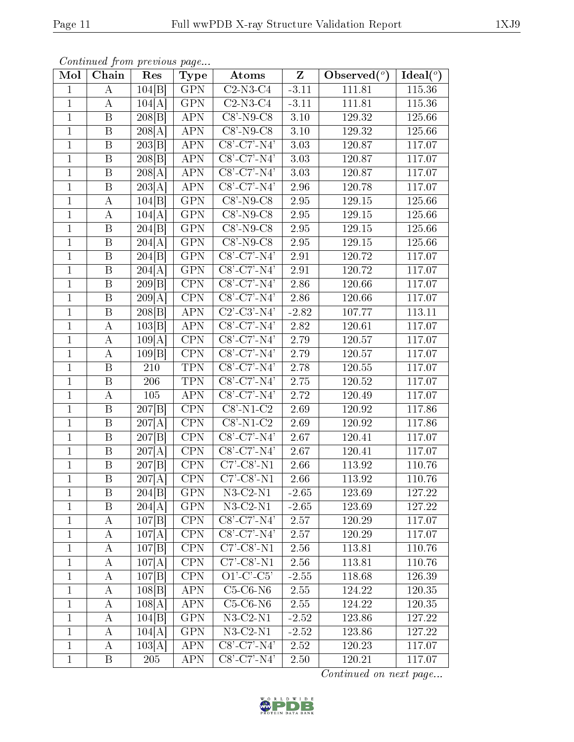*Continued from previous page...*

| Mol | Chain | Res | Type | Atoms | Z | Observed(°) | Ideal(°) |
|---|---|---|---|---|---|---|---|
| 1 | A | 104[B] | GPN | C2-N3-C4 | -3.11 | 111.81 | 115.36 |
| 1 | A | 104[A] | GPN | C2-N3-C4 | -3.11 | 111.81 | 115.36 |
| 1 | B | 208[B] | APN | C8'-N9-C8 | 3.10 | 129.32 | 125.66 |
| 1 | B | 208[A] | APN | C8'-N9-C8 | 3.10 | 129.32 | 125.66 |
| 1 | B | 203[B] | APN | C8'-C7'-N4' | 3.03 | 120.87 | 117.07 |
| 1 | B | 208[B] | APN | C8'-C7'-N4' | 3.03 | 120.87 | 117.07 |
| 1 | B | 208[A] | APN | C8'-C7'-N4' | 3.03 | 120.87 | 117.07 |
| 1 | B | 203[A] | APN | C8'-C7'-N4' | 2.96 | 120.78 | 117.07 |
| 1 | A | 104[B] | GPN | C8'-N9-C8 | 2.95 | 129.15 | 125.66 |
| 1 | A | 104[A] | GPN | C8'-N9-C8 | 2.95 | 129.15 | 125.66 |
| 1 | B | 204[B] | GPN | C8'-N9-C8 | 2.95 | 129.15 | 125.66 |
| 1 | B | 204[A] | GPN | C8'-N9-C8 | 2.95 | 129.15 | 125.66 |
| 1 | B | 204[B] | GPN | C8'-C7'-N4' | 2.91 | 120.72 | 117.07 |
| 1 | B | 204[A] | GPN | C8'-C7'-N4' | 2.91 | 120.72 | 117.07 |
| 1 | B | 209[B] | CPN | C8'-C7'-N4' | 2.86 | 120.66 | 117.07 |
| 1 | B | 209[A] | CPN | C8'-C7'-N4' | 2.86 | 120.66 | 117.07 |
| 1 | B | 208[B] | APN | C2'-C3'-N4' | -2.82 | 107.77 | 113.11 |
| 1 | A | 103[B] | APN | C8'-C7'-N4' | 2.82 | 120.61 | 117.07 |
| 1 | A | 109[A] | CPN | C8'-C7'-N4' | 2.79 | 120.57 | 117.07 |
| 1 | A | 109[B] | CPN | C8'-C7'-N4' | 2.79 | 120.57 | 117.07 |
| 1 | B | 210 | TPN | C8'-C7'-N4' | 2.78 | 120.55 | 117.07 |
| 1 | B | 206 | TPN | C8'-C7'-N4' | 2.75 | 120.52 | 117.07 |
| 1 | A | 105 | APN | C8'-C7'-N4' | 2.72 | 120.49 | 117.07 |
| 1 | B | 207[B] | CPN | C8'-N1-C2 | 2.69 | 120.92 | 117.86 |
| 1 | B | 207[A] | CPN | C8'-N1-C2 | 2.69 | 120.92 | 117.86 |
| 1 | B | 207[B] | CPN | C8'-C7'-N4' | 2.67 | 120.41 | 117.07 |
| 1 | B | 207[A] | CPN | C8'-C7'-N4' | 2.67 | 120.41 | 117.07 |
| 1 | B | 207[B] | CPN | C7'-C8'-N1 | 2.66 | 113.92 | 110.76 |
| 1 | B | 207[A] | CPN | C7'-C8'-N1 | 2.66 | 113.92 | 110.76 |
| 1 | B | 204[B] | GPN | N3-C2-N1 | -2.65 | 123.69 | 127.22 |
| 1 | B | 204[A] | GPN | N3-C2-N1 | -2.65 | 123.69 | 127.22 |
| 1 | A | 107[B] | CPN | C8'-C7'-N4' | 2.57 | 120.29 | 117.07 |
| 1 | A | 107[A] | CPN | C8'-C7'-N4' | 2.57 | 120.29 | 117.07 |
| 1 | A | 107[B] | CPN | C7'-C8'-N1 | 2.56 | 113.81 | 110.76 |
| 1 | A | 107[A] | CPN | C7'-C8'-N1 | 2.56 | 113.81 | 110.76 |
| 1 | A | 107[B] | CPN | O1'-C'-C5' | -2.55 | 118.68 | 126.39 |
| 1 | A | 108[B] | APN | C5-C6-N6 | 2.55 | 124.22 | 120.35 |
| 1 | A | 108[A] | APN | C5-C6-N6 | 2.55 | 124.22 | 120.35 |
| 1 | A | 104[B] | GPN | N3-C2-N1 | -2.52 | 123.86 | 127.22 |
| 1 | A | 104[A] | GPN | N3-C2-N1 | -2.52 | 123.86 | 127.22 |
| 1 | A | 103[A] | APN | C8'-C7'-N4' | 2.52 | 120.23 | 117.07 |
| 1 | B | 205 | APN | C8'-C7'-N4' | 2.50 | 120.21 | 117.07 |

*Continued on next page...*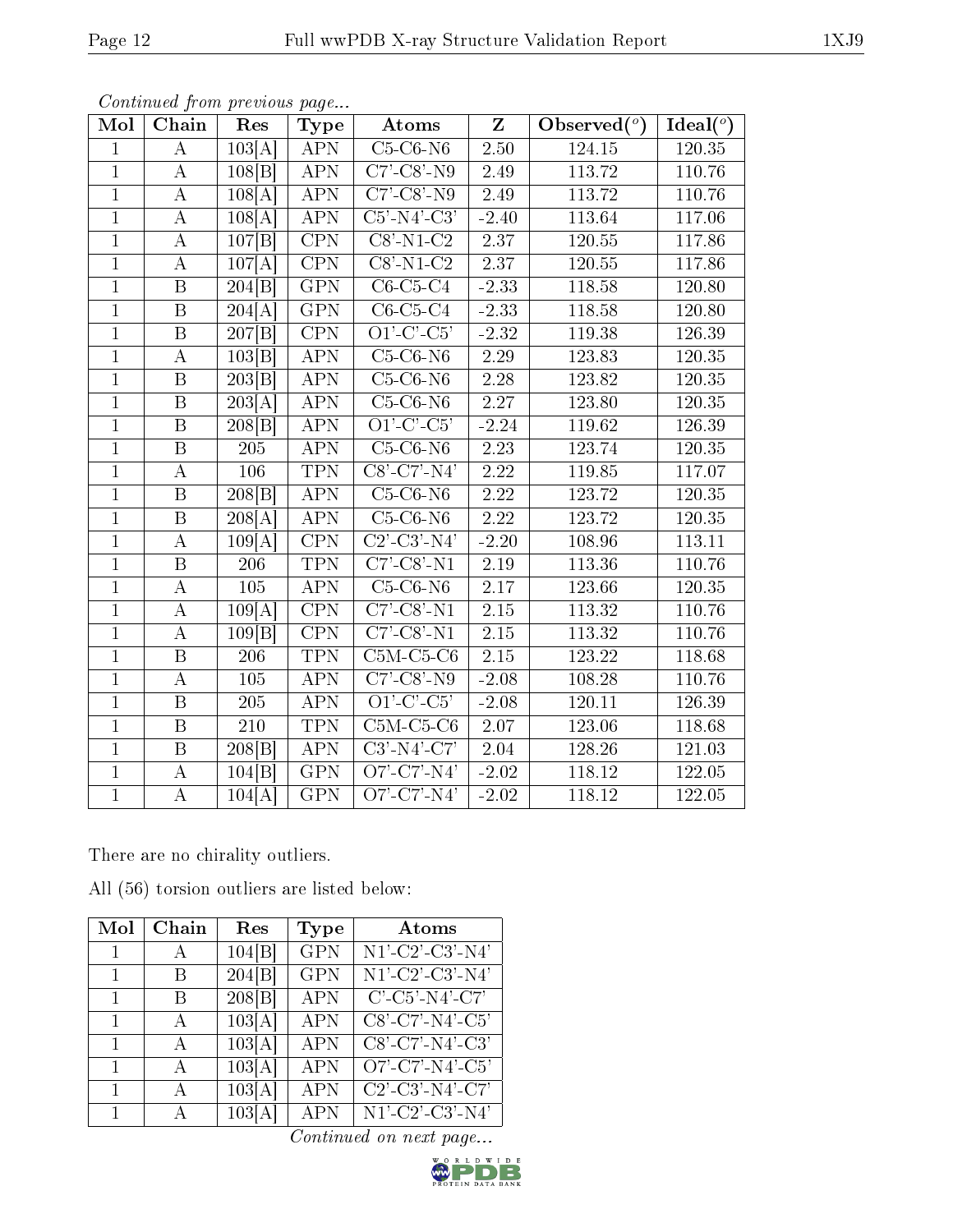*Continued from previous page...*

| Mol | Chain | Res | Type | Atoms | Z | Observed(°) | Ideal(°) |
|---|---|---|---|---|---|---|---|
| 1 | A | 103[A] | APN | C5-C6-N6 | 2.50 | 124.15 | 120.35 |
| 1 | A | 108[B] | APN | C7'-C8'-N9 | 2.49 | 113.72 | 110.76 |
| 1 | A | 108[A] | APN | C7'-C8'-N9 | 2.49 | 113.72 | 110.76 |
| 1 | A | 108[A] | APN | C5'-N4'-C3' | -2.40 | 113.64 | 117.06 |
| 1 | A | 107[B] | CPN | C8'-N1-C2 | 2.37 | 120.55 | 117.86 |
| 1 | A | 107[A] | CPN | C8'-N1-C2 | 2.37 | 120.55 | 117.86 |
| 1 | B | 204[B] | GPN | C6-C5-C4 | -2.33 | 118.58 | 120.80 |
| 1 | B | 204[A] | GPN | C6-C5-C4 | -2.33 | 118.58 | 120.80 |
| 1 | B | 207[B] | CPN | O1'-C'-C5' | -2.32 | 119.38 | 126.39 |
| 1 | A | 103[B] | APN | C5-C6-N6 | 2.29 | 123.83 | 120.35 |
| 1 | B | 203[B] | APN | C5-C6-N6 | 2.28 | 123.82 | 120.35 |
| 1 | B | 203[A] | APN | C5-C6-N6 | 2.27 | 123.80 | 120.35 |
| 1 | B | 208[B] | APN | O1'-C'-C5' | -2.24 | 119.62 | 126.39 |
| 1 | B | 205 | APN | C5-C6-N6 | 2.23 | 123.74 | 120.35 |
| 1 | A | 106 | TPN | C8'-C7'-N4' | 2.22 | 119.85 | 117.07 |
| 1 | B | 208[B] | APN | C5-C6-N6 | 2.22 | 123.72 | 120.35 |
| 1 | B | 208[A] | APN | C5-C6-N6 | 2.22 | 123.72 | 120.35 |
| 1 | A | 109[A] | CPN | C2'-C3'-N4' | -2.20 | 108.96 | 113.11 |
| 1 | B | 206 | TPN | C7'-C8'-N1 | 2.19 | 113.36 | 110.76 |
| 1 | A | 105 | APN | C5-C6-N6 | 2.17 | 123.66 | 120.35 |
| 1 | A | 109[A] | CPN | C7'-C8'-N1 | 2.15 | 113.32 | 110.76 |
| 1 | A | 109[B] | CPN | C7'-C8'-N1 | 2.15 | 113.32 | 110.76 |
| 1 | B | 206 | TPN | C5M-C5-C6 | 2.15 | 123.22 | 118.68 |
| 1 | A | 105 | APN | C7'-C8'-N9 | -2.08 | 108.28 | 110.76 |
| 1 | B | 205 | APN | O1'-C'-C5' | -2.08 | 120.11 | 126.39 |
| 1 | B | 210 | TPN | C5M-C5-C6 | 2.07 | 123.06 | 118.68 |
| 1 | B | 208[B] | APN | C3'-N4'-C7' | 2.04 | 128.26 | 121.03 |
| 1 | A | 104[B] | GPN | O7'-C7'-N4' | -2.02 | 118.12 | 122.05 |
| 1 | A | 104[A] | GPN | O7'-C7'-N4' | -2.02 | 118.12 | 122.05 |

There are no chirality outliers.

All (56) torsion outliers are listed below:

| Mol | Chain | Res | Type | Atoms |
|---|---|---|---|---|
| 1 | A | 104[B] | GPN | N1'-C2'-C3'-N4' |
| 1 | B | 204[B] | GPN | N1'-C2'-C3'-N4' |
| 1 | B | 208[B] | APN | C'-C5'-N4'-C7' |
| 1 | A | 103[A] | APN | C8'-C7'-N4'-C5' |
| 1 | A | 103[A] | APN | C8'-C7'-N4'-C3' |
| 1 | A | 103[A] | APN | O7'-C7'-N4'-C5' |
| 1 | A | 103[A] | APN | C2'-C3'-N4'-C7' |
| 1 | A | 103[A] | APN | N1'-C2'-C3'-N4' |

*Continued on next page...*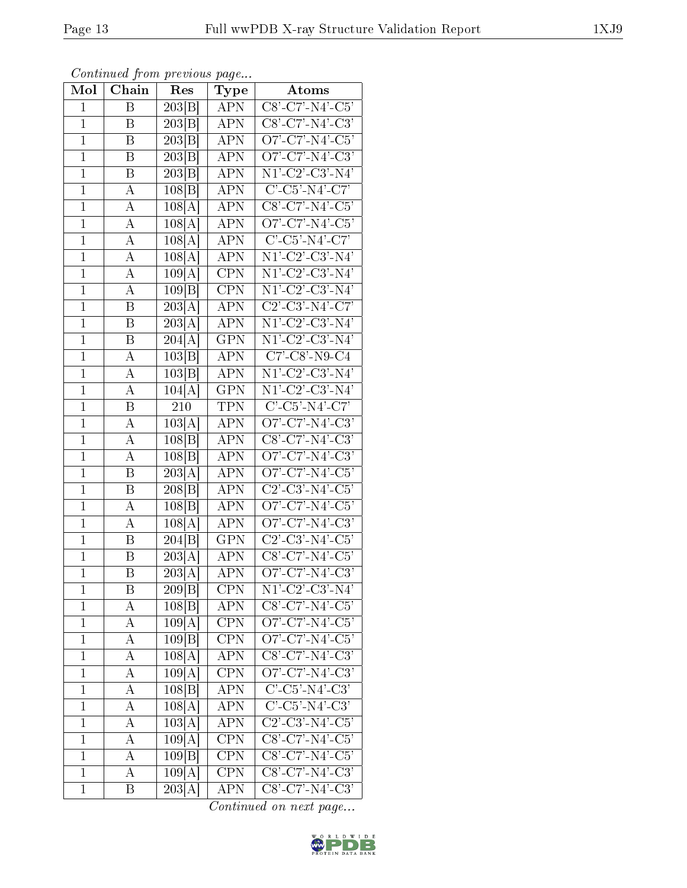*Continued from previous page...*

| Mol | Chain | Res | Type | Atoms |
|---|---|---|---|---|
| 1 | B | 203[B] | APN | C8'-C7'-N4'-C5' |
| 1 | B | 203[B] | APN | C8'-C7'-N4'-C3' |
| 1 | B | 203[B] | APN | O7'-C7'-N4'-C5' |
| 1 | B | 203[B] | APN | O7'-C7'-N4'-C3' |
| 1 | B | 203[B] | APN | N1'-C2'-C3'-N4' |
| 1 | A | 108[B] | APN | C'-C5'-N4'-C7' |
| 1 | A | 108[A] | APN | C8'-C7'-N4'-C5' |
| 1 | A | 108[A] | APN | O7'-C7'-N4'-C5' |
| 1 | A | 108[A] | APN | C'-C5'-N4'-C7' |
| 1 | A | 108[A] | APN | N1'-C2'-C3'-N4' |
| 1 | A | 109[A] | CPN | N1'-C2'-C3'-N4' |
| 1 | A | 109[B] | CPN | N1'-C2'-C3'-N4' |
| 1 | B | 203[A] | APN | C2'-C3'-N4'-C7' |
| 1 | B | 203[A] | APN | N1'-C2'-C3'-N4' |
| 1 | B | 204[A] | GPN | N1'-C2'-C3'-N4' |
| 1 | A | 103[B] | APN | C7'-C8'-N9-C4 |
| 1 | A | 103[B] | APN | N1'-C2'-C3'-N4' |
| 1 | A | 104[A] | GPN | N1'-C2'-C3'-N4' |
| 1 | B | 210 | TPN | C'-C5'-N4'-C7' |
| 1 | A | 103[A] | APN | O7'-C7'-N4'-C3' |
| 1 | A | 108[B] | APN | C8'-C7'-N4'-C3' |
| 1 | A | 108[B] | APN | O7'-C7'-N4'-C3' |
| 1 | B | 203[A] | APN | O7'-C7'-N4'-C5' |
| 1 | B | 208[B] | APN | C2'-C3'-N4'-C5' |
| 1 | A | 108[B] | APN | O7'-C7'-N4'-C5' |
| 1 | A | 108[A] | APN | O7'-C7'-N4'-C3' |
| 1 | B | 204[B] | GPN | C2'-C3'-N4'-C5' |
| 1 | B | 203[A] | APN | C8'-C7'-N4'-C5' |
| 1 | B | 203[A] | APN | O7'-C7'-N4'-C3' |
| 1 | B | 209[B] | CPN | N1'-C2'-C3'-N4' |
| 1 | A | 108[B] | APN | C8'-C7'-N4'-C5' |
| 1 | A | 109[A] | CPN | O7'-C7'-N4'-C5' |
| 1 | A | 109[B] | CPN | O7'-C7'-N4'-C5' |
| 1 | A | 108[A] | APN | C8'-C7'-N4'-C3' |
| 1 | A | 109[A] | CPN | O7'-C7'-N4'-C3' |
| 1 | A | 108[B] | APN | C'-C5'-N4'-C3' |
| 1 | A | 108[A] | APN | C'-C5'-N4'-C3' |
| 1 | A | 103[A] | APN | C2'-C3'-N4'-C5' |
| 1 | A | 109[A] | CPN | C8'-C7'-N4'-C5' |
| 1 | A | 109[B] | CPN | C8'-C7'-N4'-C5' |
| 1 | A | 109[A] | CPN | C8'-C7'-N4'-C3' |
| 1 | B | 203[A] | APN | C8'-C7'-N4'-C3' |

*Continued on next page...*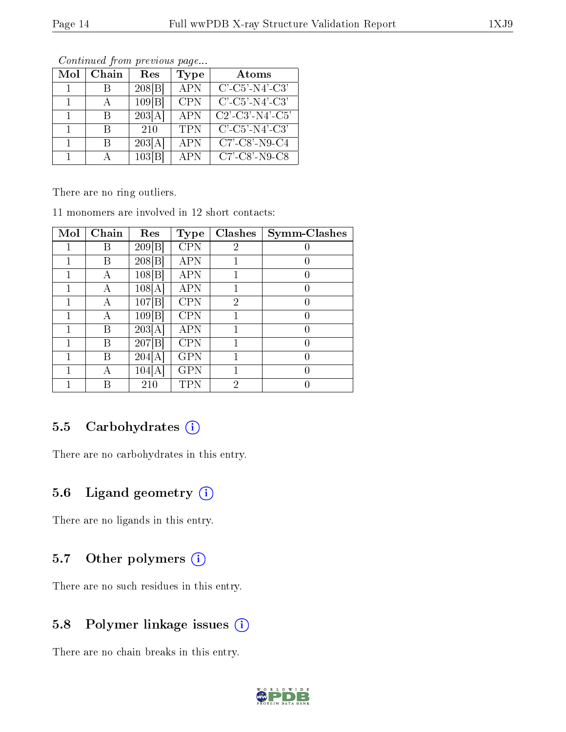*Continued from previous page...*

| Mol | Chain | Res | Type | Atoms |
|---|---|---|---|---|
| 1 | B | 208[B] | APN | C'-C5'-N4'-C3' |
| 1 | A | 109[B] | CPN | C'-C5'-N4'-C3' |
| 1 | B | 203[A] | APN | C2'-C3'-N4'-C5' |
| 1 | B | 210 | TPN | C'-C5'-N4'-C3' |
| 1 | B | 203[A] | APN | C7'-C8'-N9-C4 |
| 1 | A | 103[B] | APN | C7'-C8'-N9-C8 |

There are no ring outliers.

11 monomers are involved in 12 short contacts:

| Mol | Chain | Res | Type | Clashes | Symm-Clashes |
|---|---|---|---|---|---|
| 1 | B | 209[B] | CPN | 2 | 0 |
| 1 | B | 208[B] | APN | 1 | 0 |
| 1 | A | 108[B] | APN | 1 | 0 |
| 1 | A | 108[A] | APN | 1 | 0 |
| 1 | A | 107[B] | CPN | 2 | 0 |
| 1 | A | 109[B] | CPN | 1 | 0 |
| 1 | B | 203[A] | APN | 1 | 0 |
| 1 | B | 207[B] | CPN | 1 | 0 |
| 1 | B | 204[A] | GPN | 1 | 0 |
| 1 | A | 104[A] | GPN | 1 | 0 |
| 1 | B | 210 | TPN | 2 | 0 |

### 5.5 Carbohydrates

There are no carbohydrates in this entry.

### 5.6 Ligand geometry

There are no ligands in this entry.

### 5.7 Other polymers

There are no such residues in this entry.

### 5.8 Polymer linkage issues

There are no chain breaks in this entry.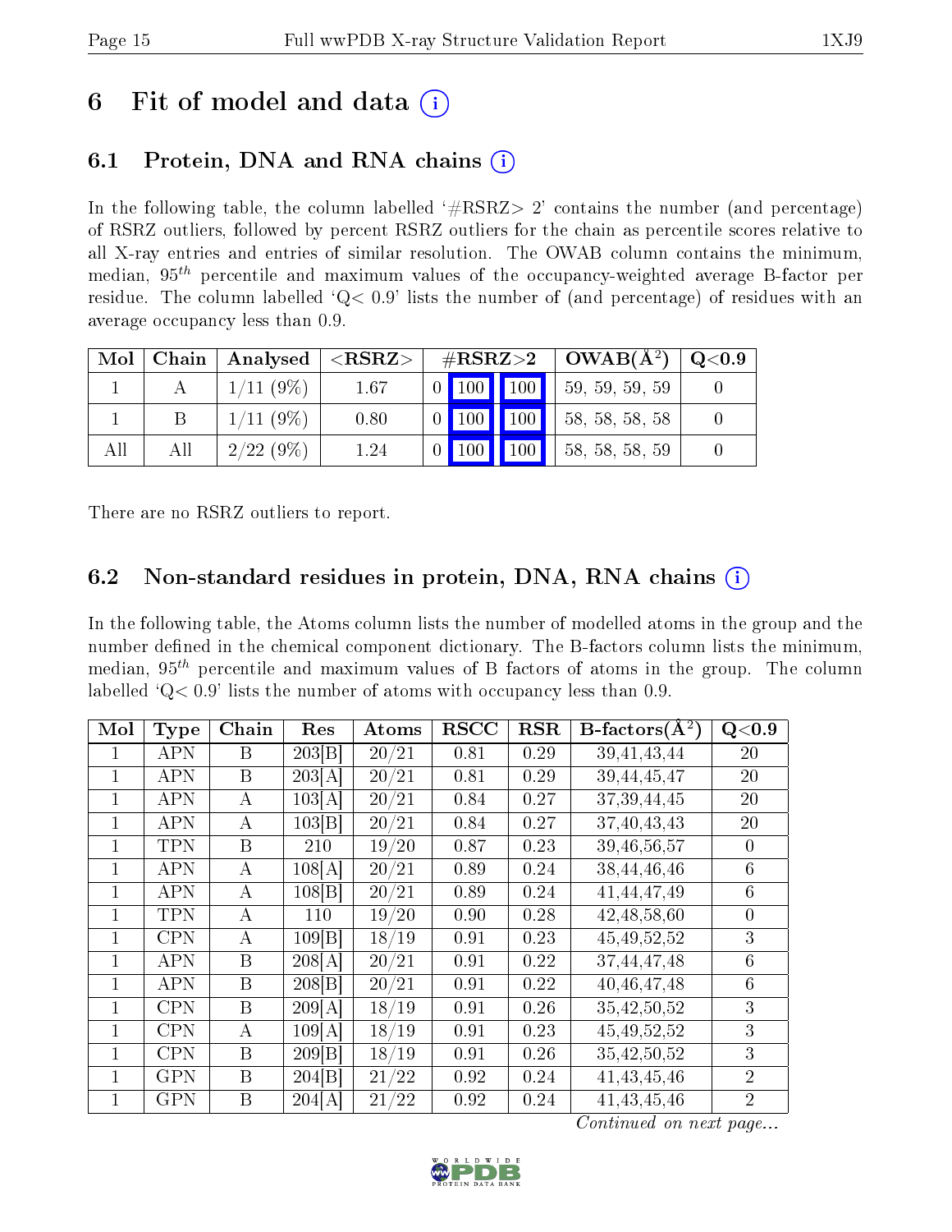# 6 Fit of model and data (i)

## 6.1 Protein, DNA and RNA chains (i)

In the following table, the column labelled '#RSRZ> 2' contains the number (and percentage) of RSRZ outliers, followed by percent RSRZ outliers for the chain as percentile scores relative to all X-ray entries and entries of similar resolution. The OWAB column contains the minimum, median, $95^{th}$ percentile and maximum values of the occupancy-weighted average B-factor per residue. The column labelled 'Q< 0.9' lists the number of (and percentage) of residues with an average occupancy less than 0.9.

| Mol | Chain | Analysed | <RSRZ> | #RSRZ>2 | | | OWAB(Å²) | Q<0.9 |
|---|---|---|---|---|---|---|---|---|
| 1 | A | 1/11 (9%) | 1.67 | 0 | 100 | 100 | 59, 59, 59, 59 | 0 |
| 1 | B | 1/11 (9%) | 0.80 | 0 | 100 | 100 | 58, 58, 58, 58 | 0 |
| All | All | 2/22 (9%) | 1.24 | 0 | 100 | 100 | 58, 58, 58, 59 | 0 |

There are no RSRZ outliers to report.

## 6.2 Non-standard residues in protein, DNA, RNA chains (i)

In the following table, the Atoms column lists the number of modelled atoms in the group and the number defined in the chemical component dictionary. The B-factors column lists the minimum, median, $95^{th}$ percentile and maximum values of B factors of atoms in the group. The column labelled 'Q< 0.9' lists the number of atoms with occupancy less than 0.9.

| Mol | Type | Chain | Res | Atoms | RSCC | RSR | B-factors(Å²) | Q<0.9 |
|---|---|---|---|---|---|---|---|---|
| 1 | APN | B | 203[B] | 20/21 | 0.81 | 0.29 | 39,41,43,44 | 20 |
| 1 | APN | B | 203[A] | 20/21 | 0.81 | 0.29 | 39,44,45,47 | 20 |
| 1 | APN | A | 103[A] | 20/21 | 0.84 | 0.27 | 37,39,44,45 | 20 |
| 1 | APN | A | 103[B] | 20/21 | 0.84 | 0.27 | 37,40,43,43 | 20 |
| 1 | TPN | B | 210 | 19/20 | 0.87 | 0.23 | 39,46,56,57 | 0 |
| 1 | APN | A | 108[A] | 20/21 | 0.89 | 0.24 | 38,44,46,46 | 6 |
| 1 | APN | A | 108[B] | 20/21 | 0.89 | 0.24 | 41,44,47,49 | 6 |
| 1 | TPN | A | 110 | 19/20 | 0.90 | 0.28 | 42,48,58,60 | 0 |
| 1 | CPN | A | 109[B] | 18/19 | 0.91 | 0.23 | 45,49,52,52 | 3 |
| 1 | APN | B | 208[A] | 20/21 | 0.91 | 0.22 | 37,44,47,48 | 6 |
| 1 | APN | B | 208[B] | 20/21 | 0.91 | 0.22 | 40,46,47,48 | 6 |
| 1 | CPN | B | 209[A] | 18/19 | 0.91 | 0.26 | 35,42,50,52 | 3 |
| 1 | CPN | A | 109[A] | 18/19 | 0.91 | 0.23 | 45,49,52,52 | 3 |
| 1 | CPN | B | 209[B] | 18/19 | 0.91 | 0.26 | 35,42,50,52 | 3 |
| 1 | GPN | B | 204[B] | 21/22 | 0.92 | 0.24 | 41,43,45,46 | 2 |
| 1 | GPN | B | 204[A] | 21/22 | 0.92 | 0.24 | 41,43,45,46 | 2 |

*Continued on next page...*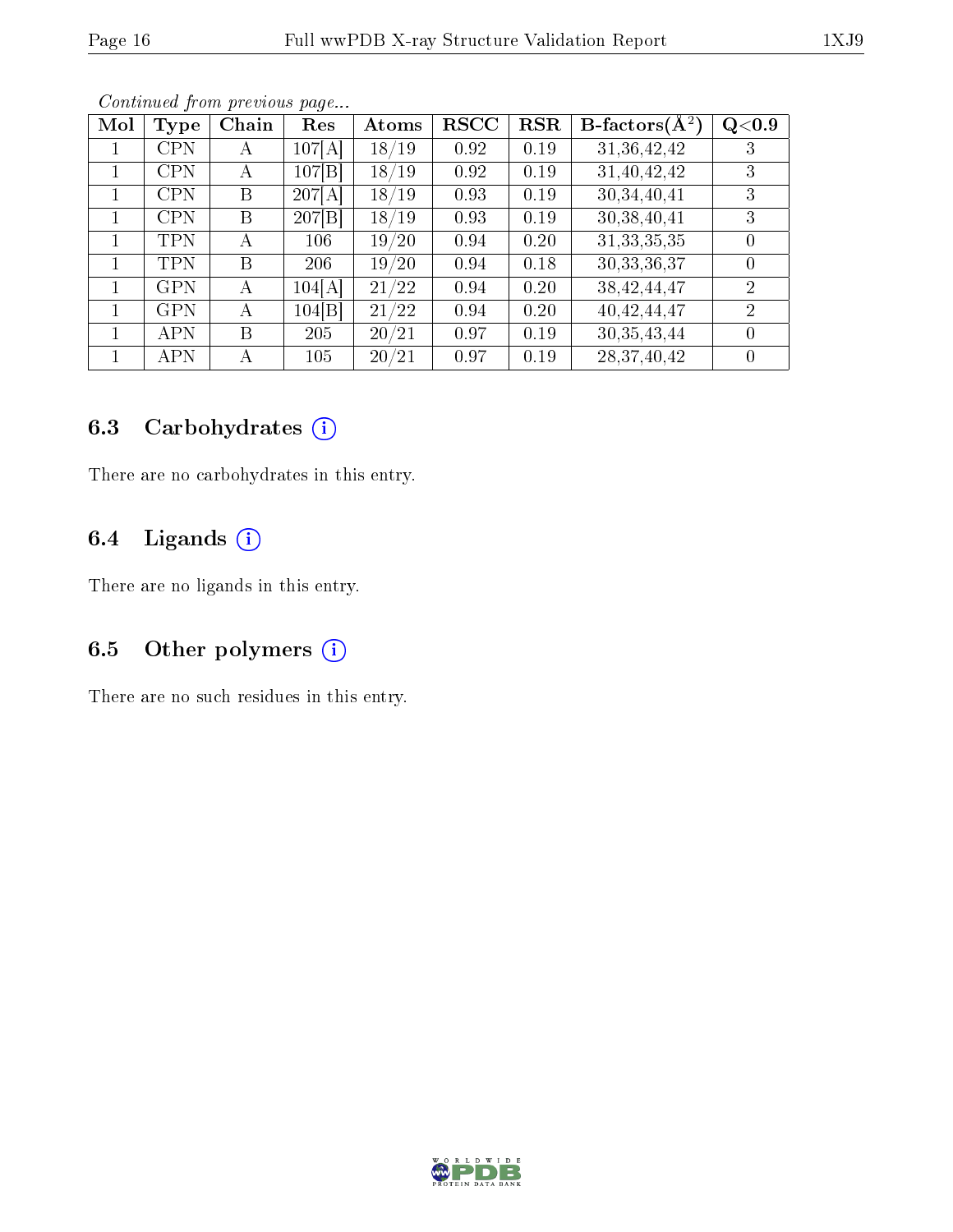*Continued from previous page...*

| Mol | Type | Chain | Res | Atoms | RSCC | RSR | B-factors($Å^2$) | Q<0.9 |
|---|---|---|---|---|---|---|---|---|
| 1 | CPN | A | 107[A] | 18/19 | 0.92 | 0.19 | 31,36,42,42 | 3 |
| 1 | CPN | A | 107[B] | 18/19 | 0.92 | 0.19 | 31,40,42,42 | 3 |
| 1 | CPN | B | 207[A] | 18/19 | 0.93 | 0.19 | 30,34,40,41 | 3 |
| 1 | CPN | B | 207[B] | 18/19 | 0.93 | 0.19 | 30,38,40,41 | 3 |
| 1 | TPN | A | 106 | 19/20 | 0.94 | 0.20 | 31,33,35,35 | 0 |
| 1 | TPN | B | 206 | 19/20 | 0.94 | 0.18 | 30,33,36,37 | 0 |
| 1 | GPN | A | 104[A] | 21/22 | 0.94 | 0.20 | 38,42,44,47 | 2 |
| 1 | GPN | A | 104[B] | 21/22 | 0.94 | 0.20 | 40,42,44,47 | 2 |
| 1 | APN | B | 205 | 20/21 | 0.97 | 0.19 | 30,35,43,44 | 0 |
| 1 | APN | A | 105 | 20/21 | 0.97 | 0.19 | 28,37,40,42 | 0 |

### 6.3 Carbohydrates

There are no carbohydrates in this entry.

### 6.4 Ligands

There are no ligands in this entry.

### 6.5 Other polymers

There are no such residues in this entry.